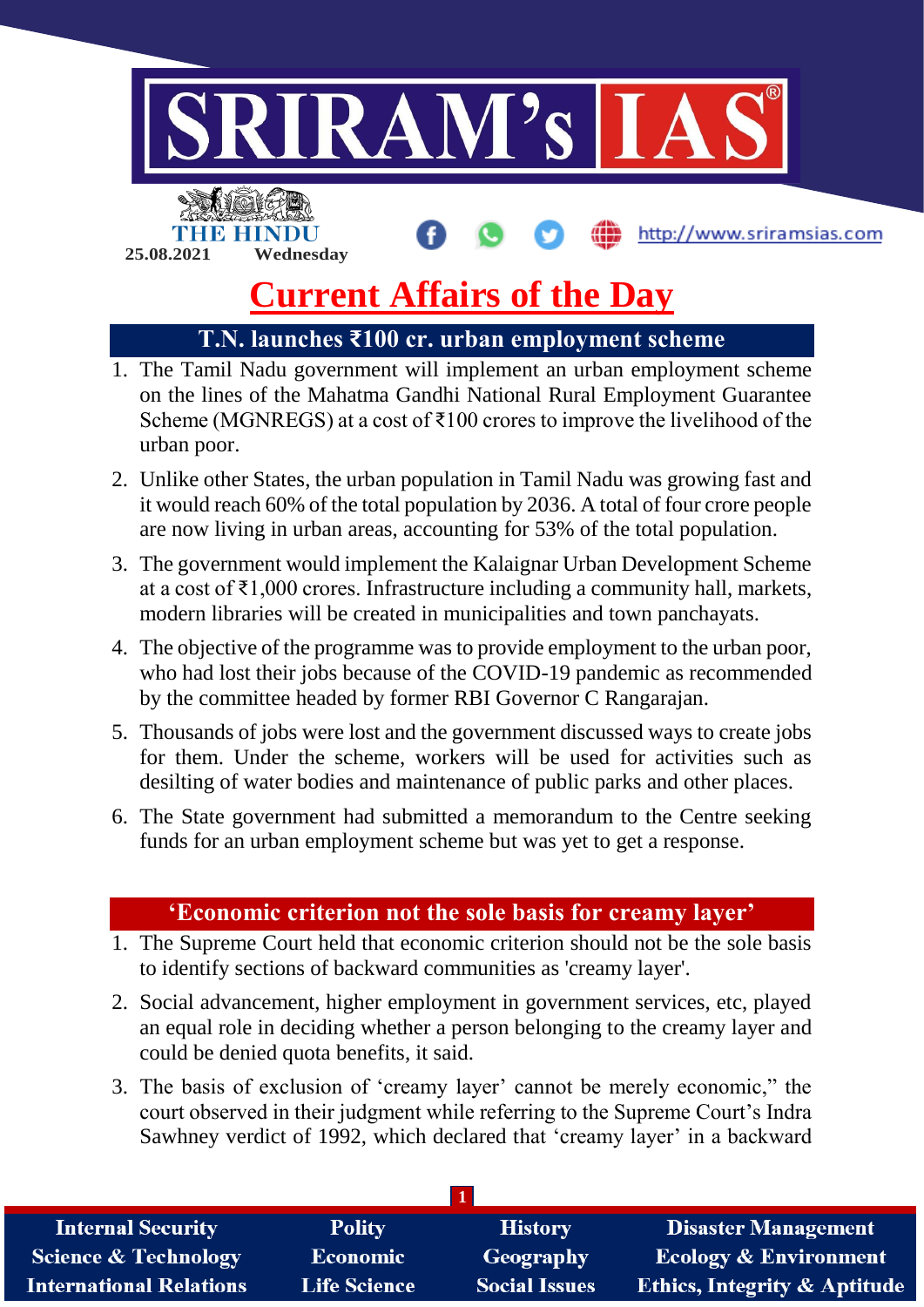25.08.2021 Wednesday

# Current Affairs of the Day

## T.N. launches ₹100 cr. urban employment scheme

1. The Tamil Nadu government will implement an urban employment scheme on the lines of the Mahatma Gandhi National Rural Employment Guarantee Scheme (MGNREGS) at a cost of ₹100 crores to improve the livelihood of the urban poor.
2. Unlike other States, the urban population in Tamil Nadu was growing fast and it would reach 60% of the total population by 2036. A total of four crore people are now living in urban areas, accounting for 53% of the total population.
3. The government would implement the Kalaignar Urban Development Scheme at a cost of ₹1,000 crores. Infrastructure including a community hall, markets, modern libraries will be created in municipalities and town panchayats.
4. The objective of the programme was to provide employment to the urban poor, who had lost their jobs because of the COVID-19 pandemic as recommended by the committee headed by former RBI Governor C Rangarajan.
5. Thousands of jobs were lost and the government discussed ways to create jobs for them. Under the scheme, workers will be used for activities such as desilting of water bodies and maintenance of public parks and other places.
6. The State government had submitted a memorandum to the Centre seeking funds for an urban employment scheme but was yet to get a response.

## 'Economic criterion not the sole basis for creamy layer'

1. The Supreme Court held that economic criterion should not be the sole basis to identify sections of backward communities as 'creamy layer'.
2. Social advancement, higher employment in government services, etc, played an equal role in deciding whether a person belonging to the creamy layer and could be denied quota benefits, it said.
3. The basis of exclusion of 'creamy layer' cannot be merely economic," the court observed in their judgment while referring to the Supreme Court's Indra Sawhney verdict of 1992, which declared that 'creamy layer' in a backward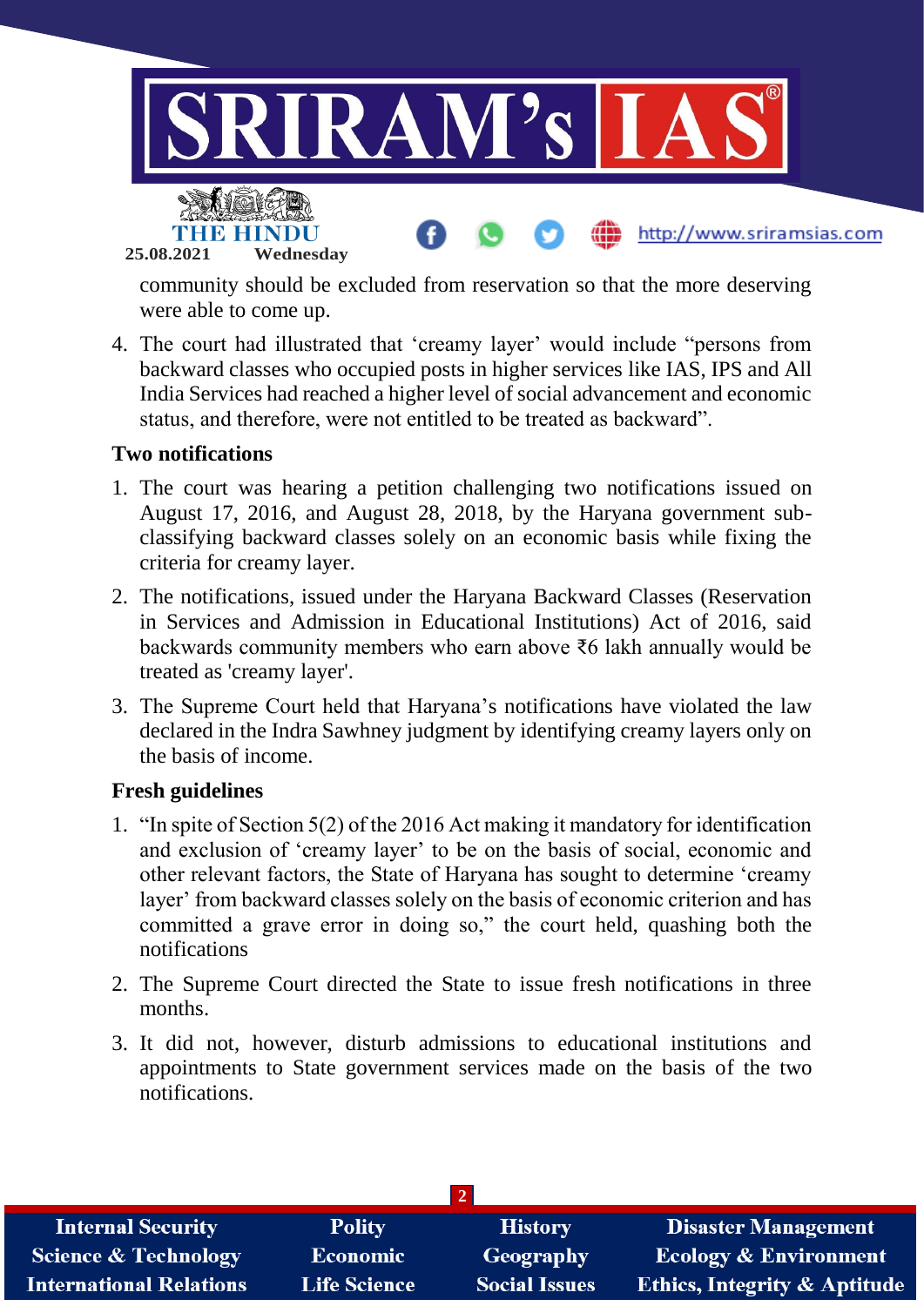community should be excluded from reservation so that the more deserving were able to come up.

4. The court had illustrated that 'creamy layer' would include "persons from backward classes who occupied posts in higher services like IAS, IPS and All India Services had reached a higher level of social advancement and economic status, and therefore, were not entitled to be treated as backward".

**Two notifications**

1. The court was hearing a petition challenging two notifications issued on August 17, 2016, and August 28, 2018, by the Haryana government sub-classifying backward classes solely on an economic basis while fixing the criteria for creamy layer.
2. The notifications, issued under the Haryana Backward Classes (Reservation in Services and Admission in Educational Institutions) Act of 2016, said backwards community members who earn above ₹6 lakh annually would be treated as 'creamy layer'.
3. The Supreme Court held that Haryana's notifications have violated the law declared in the Indra Sawhney judgment by identifying creamy layers only on the basis of income.

**Fresh guidelines**

1. "In spite of Section 5(2) of the 2016 Act making it mandatory for identification and exclusion of 'creamy layer' to be on the basis of social, economic and other relevant factors, the State of Haryana has sought to determine 'creamy layer' from backward classes solely on the basis of economic criterion and has committed a grave error in doing so," the court held, quashing both the notifications
2. The Supreme Court directed the State to issue fresh notifications in three months.
3. It did not, however, disturb admissions to educational institutions and appointments to State government services made on the basis of the two notifications.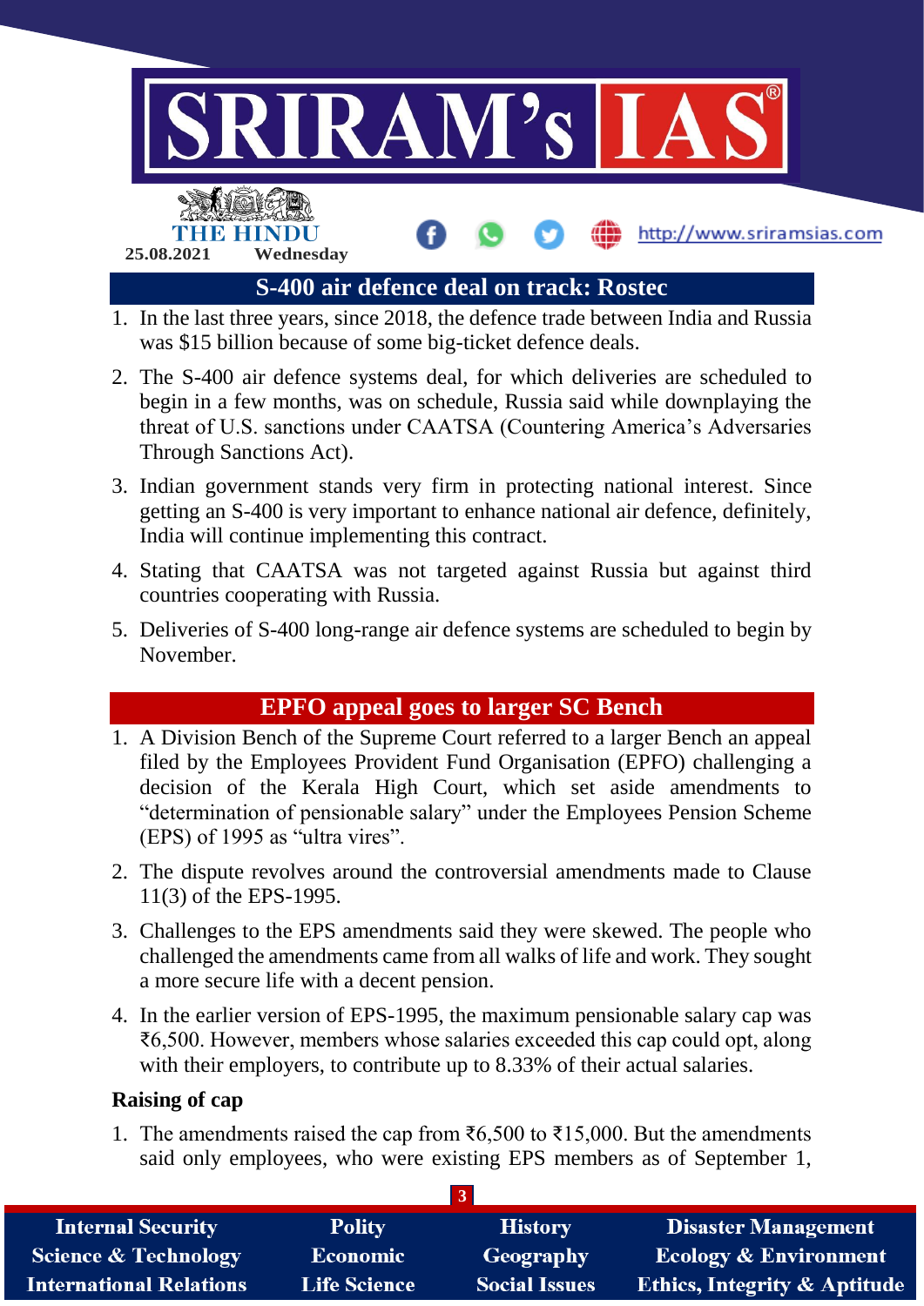## S-400 air defence deal on track: Rostec

1. In the last three years, since 2018, the defence trade between India and Russia was $15 billion because of some big-ticket defence deals.
2. The S-400 air defence systems deal, for which deliveries are scheduled to begin in a few months, was on schedule, Russia said while downplaying the threat of U.S. sanctions under CAATSA (Countering America's Adversaries Through Sanctions Act).
3. Indian government stands very firm in protecting national interest. Since getting an S-400 is very important to enhance national air defence, definitely, India will continue implementing this contract.
4. Stating that CAATSA was not targeted against Russia but against third countries cooperating with Russia.
5. Deliveries of S-400 long-range air defence systems are scheduled to begin by November.

## EPFO appeal goes to larger SC Bench

1. A Division Bench of the Supreme Court referred to a larger Bench an appeal filed by the Employees Provident Fund Organisation (EPFO) challenging a decision of the Kerala High Court, which set aside amendments to "determination of pensionable salary" under the Employees Pension Scheme (EPS) of 1995 as "ultra vires".
2. The dispute revolves around the controversial amendments made to Clause 11(3) of the EPS-1995.
3. Challenges to the EPS amendments said they were skewed. The people who challenged the amendments came from all walks of life and work. They sought a more secure life with a decent pension.
4. In the earlier version of EPS-1995, the maximum pensionable salary cap was ₹6,500. However, members whose salaries exceeded this cap could opt, along with their employers, to contribute up to 8.33% of their actual salaries.

**Raising of cap**

1. The amendments raised the cap from ₹6,500 to ₹15,000. But the amendments said only employees, who were existing EPS members as of September 1,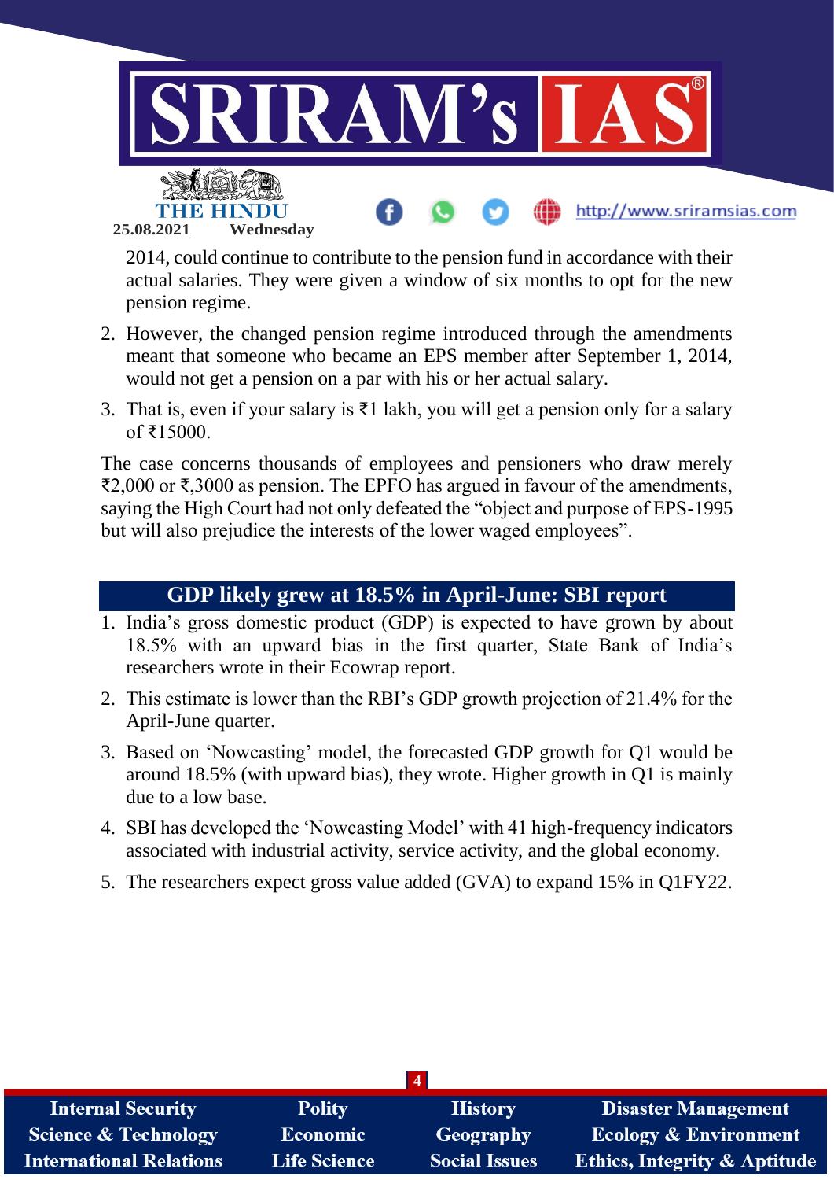2014, could continue to contribute to the pension fund in accordance with their actual salaries. They were given a window of six months to opt for the new pension regime.

2. However, the changed pension regime introduced through the amendments meant that someone who became an EPS member after September 1, 2014, would not get a pension on a par with his or her actual salary.
3. That is, even if your salary is ₹1 lakh, you will get a pension only for a salary of ₹15000.

The case concerns thousands of employees and pensioners who draw merely ₹2,000 or ₹,3000 as pension. The EPFO has argued in favour of the amendments, saying the High Court had not only defeated the "object and purpose of EPS-1995 but will also prejudice the interests of the lower waged employees".

## GDP likely grew at 18.5% in April-June: SBI report

1. India's gross domestic product (GDP) is expected to have grown by about 18.5% with an upward bias in the first quarter, State Bank of India's researchers wrote in their Ecowrap report.
2. This estimate is lower than the RBI's GDP growth projection of 21.4% for the April-June quarter.
3. Based on 'Nowcasting' model, the forecasted GDP growth for Q1 would be around 18.5% (with upward bias), they wrote. Higher growth in Q1 is mainly due to a low base.
4. SBI has developed the 'Nowcasting Model' with 41 high-frequency indicators associated with industrial activity, service activity, and the global economy.
5. The researchers expect gross value added (GVA) to expand 15% in Q1FY22.